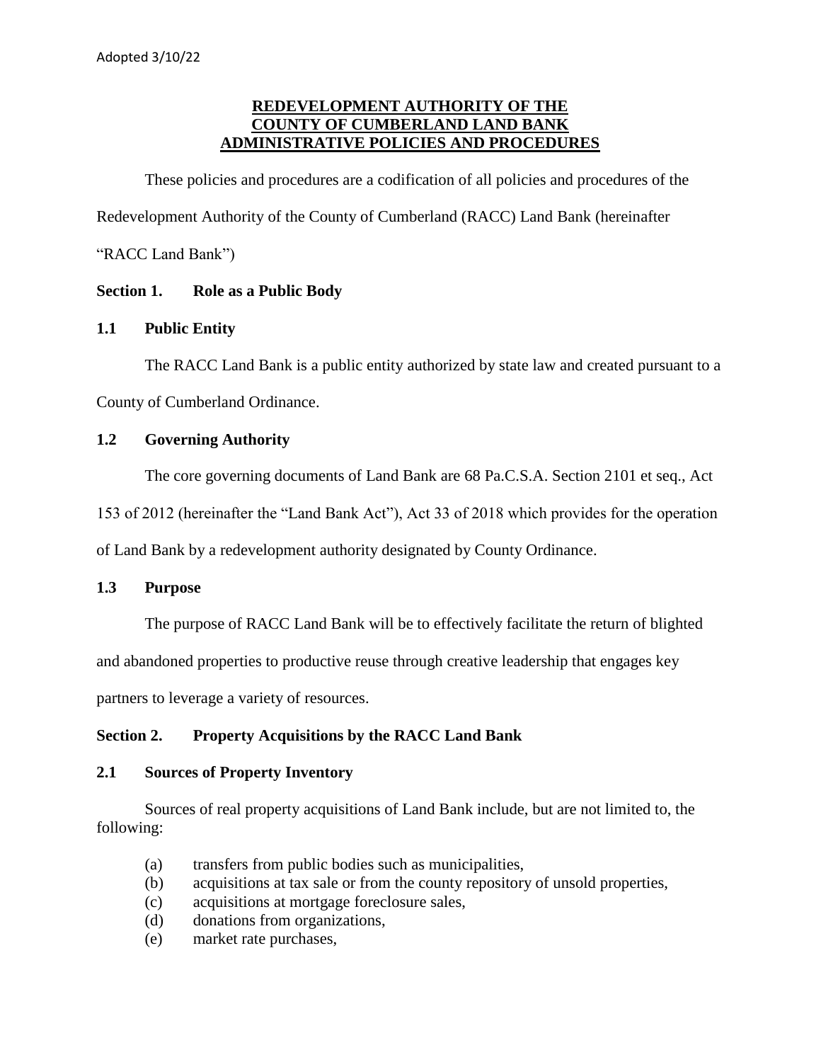Adopted 3/10/22

# REDEVELOPMENT AUTHORITY OF THE COUNTY OF CUMBERLAND LAND BANK ADMINISTRATIVE POLICIES AND PROCEDURES

These policies and procedures are a codification of all policies and procedures of the Redevelopment Authority of the County of Cumberland (RACC) Land Bank (hereinafter "RACC Land Bank")

## Section 1. Role as a Public Body

### 1.1 Public Entity

The RACC Land Bank is a public entity authorized by state law and created pursuant to a County of Cumberland Ordinance.

### 1.2 Governing Authority

The core governing documents of Land Bank are 68 Pa.C.S.A. Section 2101 et seq., Act 153 of 2012 (hereinafter the "Land Bank Act"), Act 33 of 2018 which provides for the operation of Land Bank by a redevelopment authority designated by County Ordinance.

### 1.3 Purpose

The purpose of RACC Land Bank will be to effectively facilitate the return of blighted and abandoned properties to productive reuse through creative leadership that engages key partners to leverage a variety of resources.

## Section 2. Property Acquisitions by the RACC Land Bank

### 2.1 Sources of Property Inventory

Sources of real property acquisitions of Land Bank include, but are not limited to, the following:

(a) transfers from public bodies such as municipalities,
(b) acquisitions at tax sale or from the county repository of unsold properties,
(c) acquisitions at mortgage foreclosure sales,
(d) donations from organizations,
(e) market rate purchases,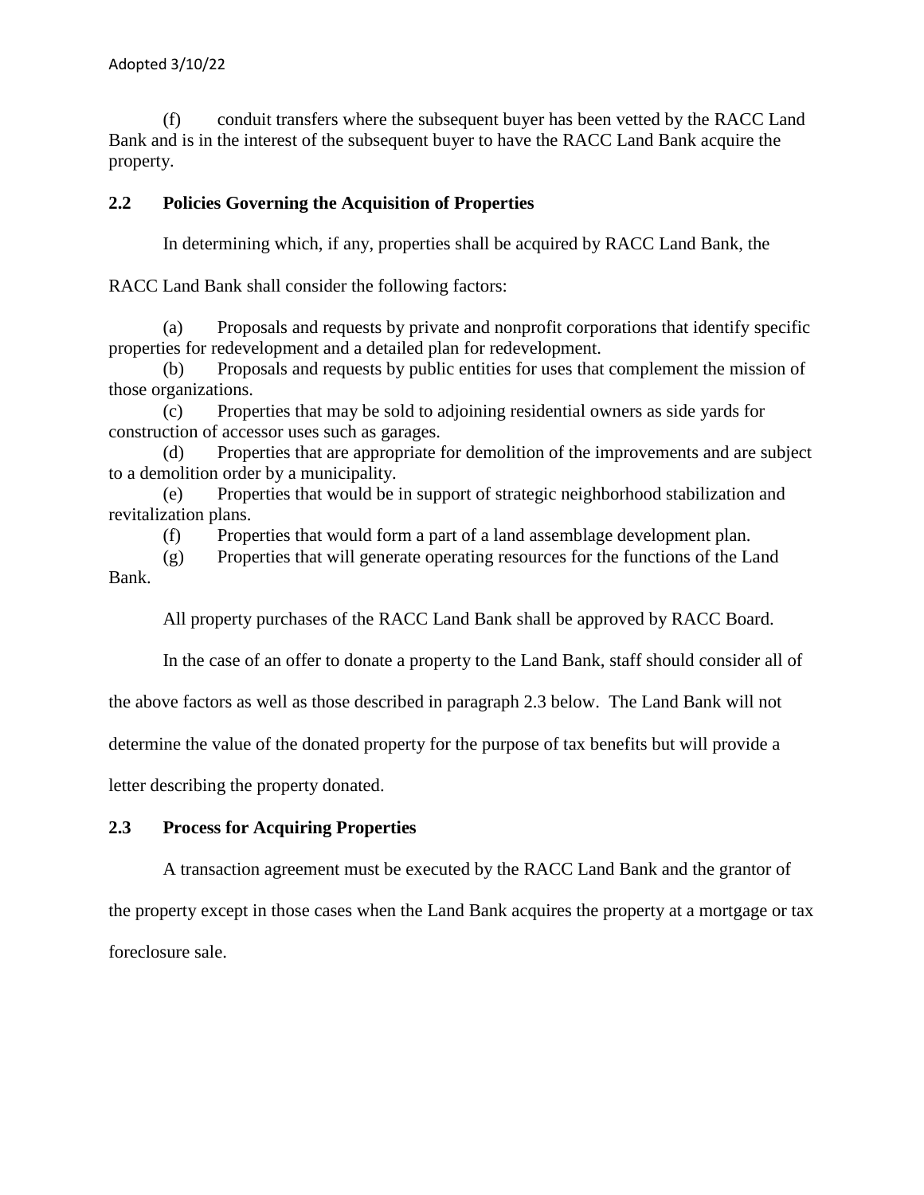(f) conduit transfers where the subsequent buyer has been vetted by the RACC Land Bank and is in the interest of the subsequent buyer to have the RACC Land Bank acquire the property.

## 2.2 Policies Governing the Acquisition of Properties

In determining which, if any, properties shall be acquired by RACC Land Bank, the RACC Land Bank shall consider the following factors:

(a) Proposals and requests by private and nonprofit corporations that identify specific properties for redevelopment and a detailed plan for redevelopment.

(b) Proposals and requests by public entities for uses that complement the mission of those organizations.

(c) Properties that may be sold to adjoining residential owners as side yards for construction of accessor uses such as garages.

(d) Properties that are appropriate for demolition of the improvements and are subject to a demolition order by a municipality.

(e) Properties that would be in support of strategic neighborhood stabilization and revitalization plans.

(f) Properties that would form a part of a land assemblage development plan.

(g) Properties that will generate operating resources for the functions of the Land Bank.

All property purchases of the RACC Land Bank shall be approved by RACC Board.

In the case of an offer to donate a property to the Land Bank, staff should consider all of the above factors as well as those described in paragraph 2.3 below. The Land Bank will not determine the value of the donated property for the purpose of tax benefits but will provide a letter describing the property donated.

## 2.3 Process for Acquiring Properties

A transaction agreement must be executed by the RACC Land Bank and the grantor of the property except in those cases when the Land Bank acquires the property at a mortgage or tax foreclosure sale.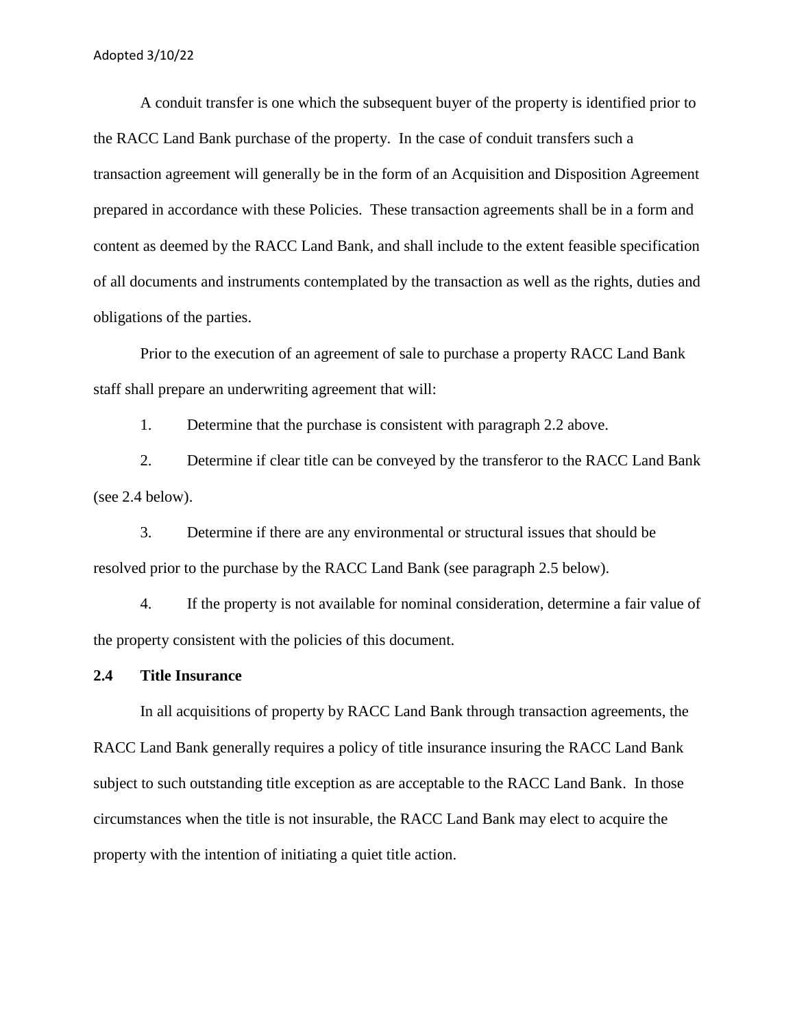A conduit transfer is one which the subsequent buyer of the property is identified prior to the RACC Land Bank purchase of the property. In the case of conduit transfers such a transaction agreement will generally be in the form of an Acquisition and Disposition Agreement prepared in accordance with these Policies. These transaction agreements shall be in a form and content as deemed by the RACC Land Bank, and shall include to the extent feasible specification of all documents and instruments contemplated by the transaction as well as the rights, duties and obligations of the parties.

Prior to the execution of an agreement of sale to purchase a property RACC Land Bank staff shall prepare an underwriting agreement that will:

1. Determine that the purchase is consistent with paragraph 2.2 above.
2. Determine if clear title can be conveyed by the transferor to the RACC Land Bank (see 2.4 below).
3. Determine if there are any environmental or structural issues that should be resolved prior to the purchase by the RACC Land Bank (see paragraph 2.5 below).
4. If the property is not available for nominal consideration, determine a fair value of the property consistent with the policies of this document.

### 2.4 Title Insurance

In all acquisitions of property by RACC Land Bank through transaction agreements, the RACC Land Bank generally requires a policy of title insurance insuring the RACC Land Bank subject to such outstanding title exception as are acceptable to the RACC Land Bank. In those circumstances when the title is not insurable, the RACC Land Bank may elect to acquire the property with the intention of initiating a quiet title action.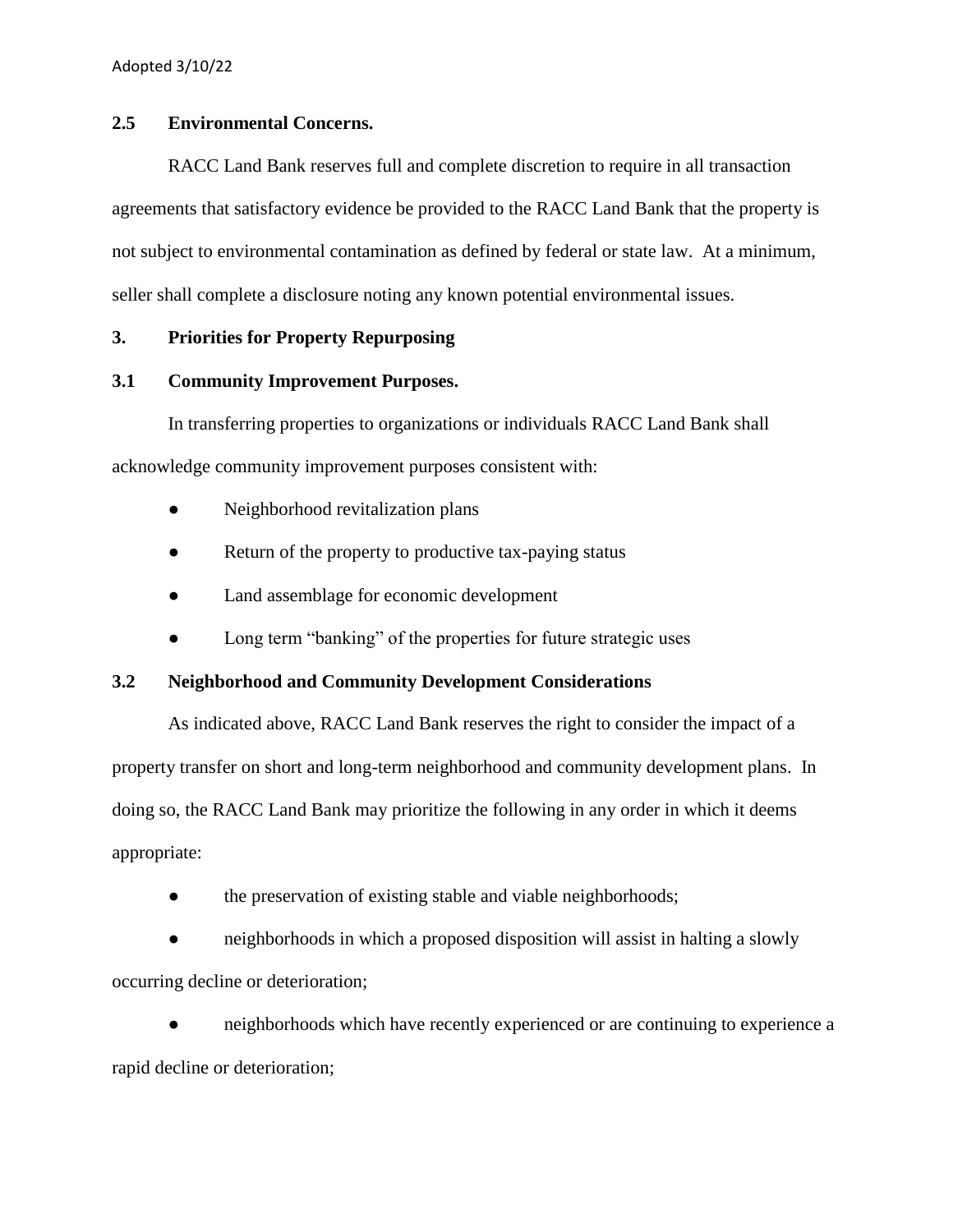### 2.5 Environmental Concerns.

RACC Land Bank reserves full and complete discretion to require in all transaction agreements that satisfactory evidence be provided to the RACC Land Bank that the property is not subject to environmental contamination as defined by federal or state law. At a minimum, seller shall complete a disclosure noting any known potential environmental issues.

## 3. Priorities for Property Repurposing

### 3.1 Community Improvement Purposes.

In transferring properties to organizations or individuals RACC Land Bank shall acknowledge community improvement purposes consistent with:

- Neighborhood revitalization plans
- Return of the property to productive tax-paying status
- Land assemblage for economic development
- Long term "banking" of the properties for future strategic uses

### 3.2 Neighborhood and Community Development Considerations

As indicated above, RACC Land Bank reserves the right to consider the impact of a property transfer on short and long-term neighborhood and community development plans. In doing so, the RACC Land Bank may prioritize the following in any order in which it deems appropriate:

- the preservation of existing stable and viable neighborhoods;
- neighborhoods in which a proposed disposition will assist in halting a slowly occurring decline or deterioration;
- neighborhoods which have recently experienced or are continuing to experience a rapid decline or deterioration;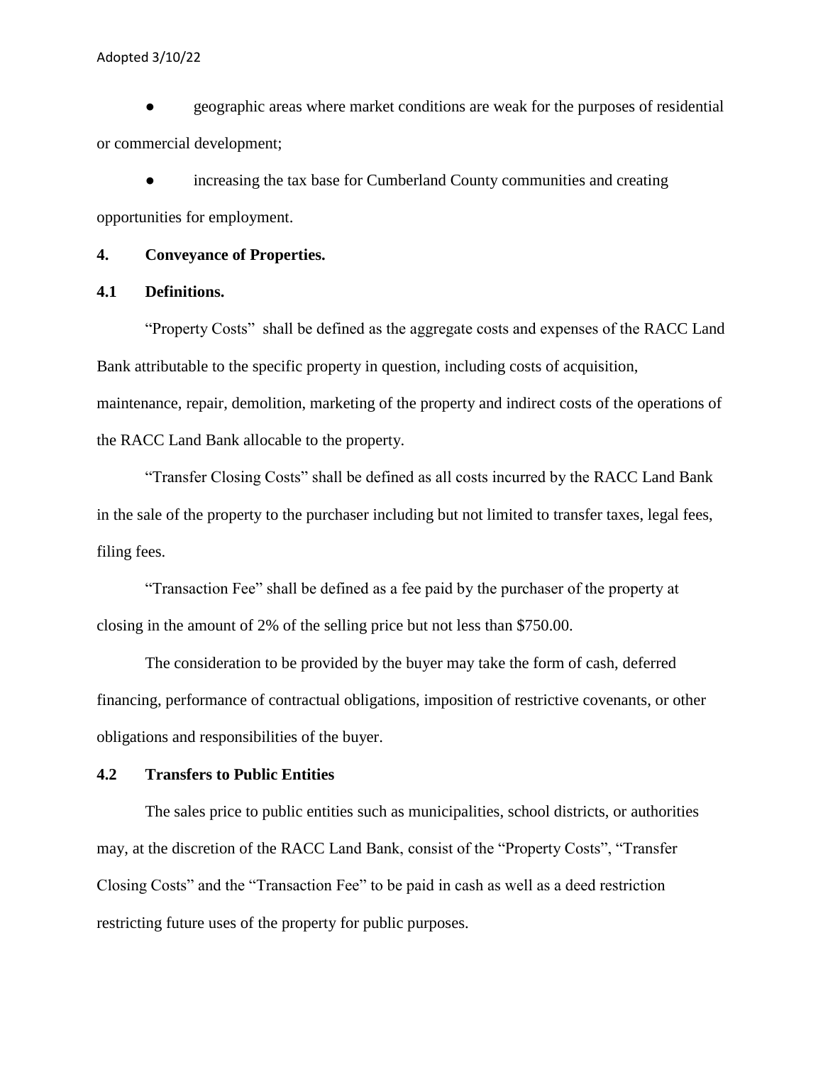- geographic areas where market conditions are weak for the purposes of residential or commercial development;
- increasing the tax base for Cumberland County communities and creating opportunities for employment.

**4. Conveyance of Properties.**

**4.1 Definitions.**

"Property Costs" shall be defined as the aggregate costs and expenses of the RACC Land Bank attributable to the specific property in question, including costs of acquisition, maintenance, repair, demolition, marketing of the property and indirect costs of the operations of the RACC Land Bank allocable to the property.

"Transfer Closing Costs" shall be defined as all costs incurred by the RACC Land Bank in the sale of the property to the purchaser including but not limited to transfer taxes, legal fees, filing fees.

"Transaction Fee" shall be defined as a fee paid by the purchaser of the property at closing in the amount of 2% of the selling price but not less than $750.00.

The consideration to be provided by the buyer may take the form of cash, deferred financing, performance of contractual obligations, imposition of restrictive covenants, or other obligations and responsibilities of the buyer.

**4.2 Transfers to Public Entities**

The sales price to public entities such as municipalities, school districts, or authorities may, at the discretion of the RACC Land Bank, consist of the "Property Costs", "Transfer Closing Costs" and the "Transaction Fee" to be paid in cash as well as a deed restriction restricting future uses of the property for public purposes.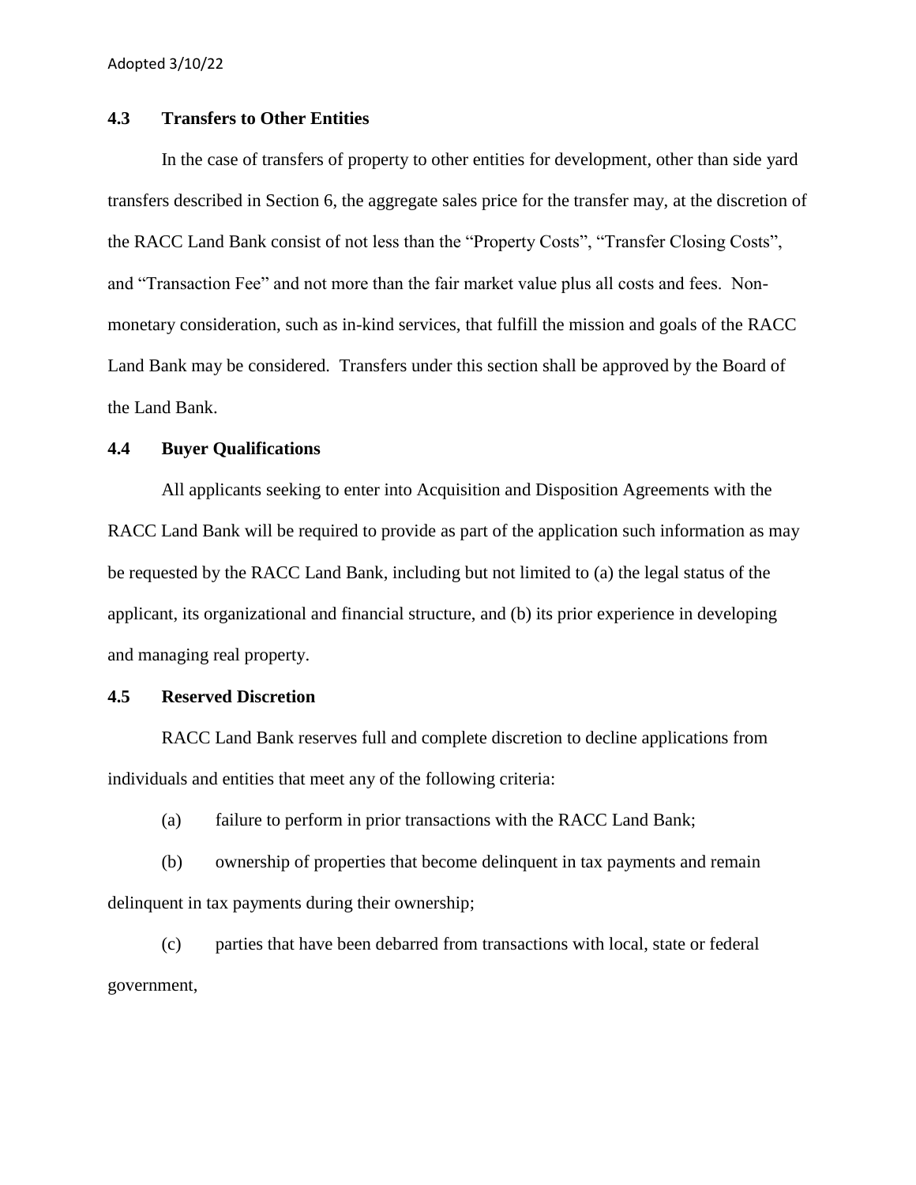### 4.3 Transfers to Other Entities

In the case of transfers of property to other entities for development, other than side yard transfers described in Section 6, the aggregate sales price for the transfer may, at the discretion of the RACC Land Bank consist of not less than the "Property Costs", "Transfer Closing Costs", and "Transaction Fee" and not more than the fair market value plus all costs and fees. Non-monetary consideration, such as in-kind services, that fulfill the mission and goals of the RACC Land Bank may be considered. Transfers under this section shall be approved by the Board of the Land Bank.

### 4.4 Buyer Qualifications

All applicants seeking to enter into Acquisition and Disposition Agreements with the RACC Land Bank will be required to provide as part of the application such information as may be requested by the RACC Land Bank, including but not limited to (a) the legal status of the applicant, its organizational and financial structure, and (b) its prior experience in developing and managing real property.

### 4.5 Reserved Discretion

RACC Land Bank reserves full and complete discretion to decline applications from individuals and entities that meet any of the following criteria:

(a) failure to perform in prior transactions with the RACC Land Bank;

(b) ownership of properties that become delinquent in tax payments and remain delinquent in tax payments during their ownership;

(c) parties that have been debarred from transactions with local, state or federal government,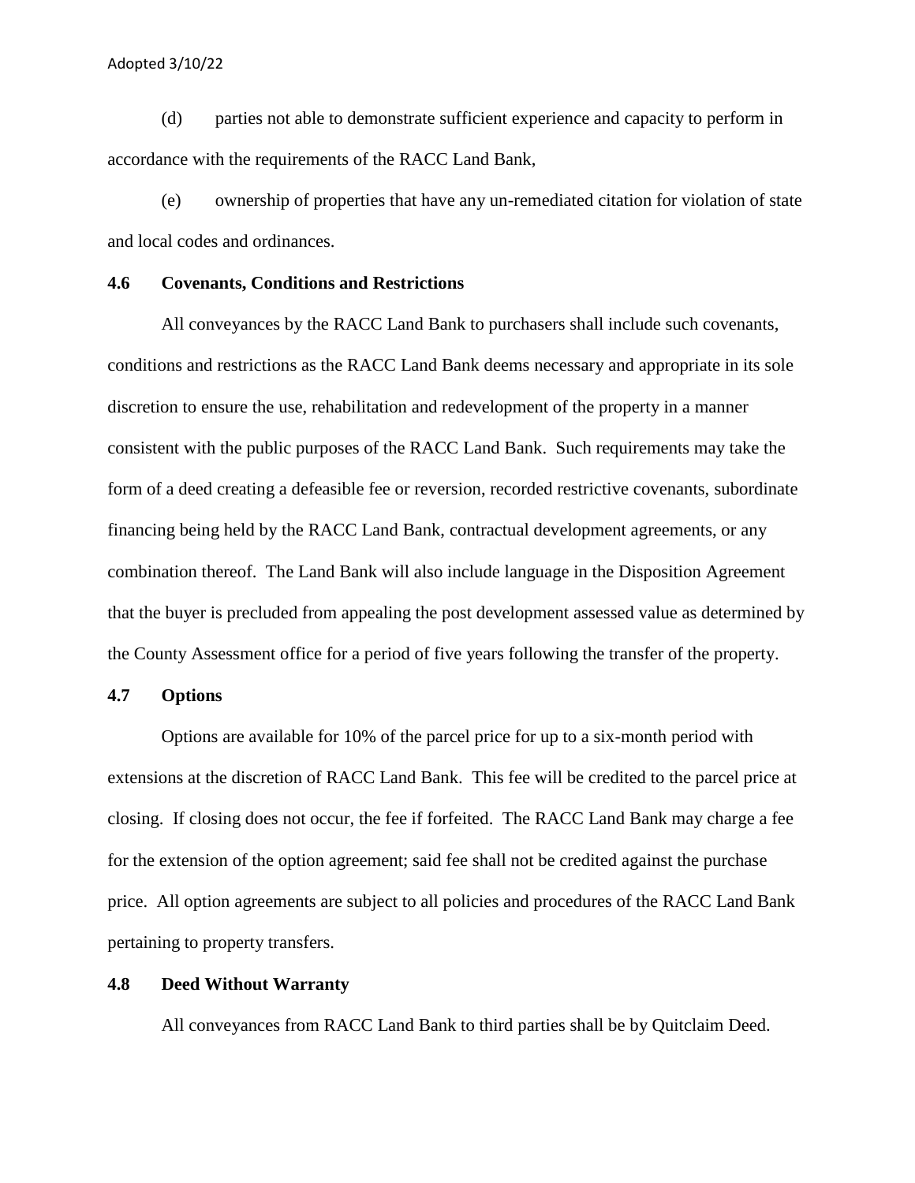(d) parties not able to demonstrate sufficient experience and capacity to perform in accordance with the requirements of the RACC Land Bank,

(e) ownership of properties that have any un-remediated citation for violation of state and local codes and ordinances.

**4.6 Covenants, Conditions and Restrictions**

All conveyances by the RACC Land Bank to purchasers shall include such covenants, conditions and restrictions as the RACC Land Bank deems necessary and appropriate in its sole discretion to ensure the use, rehabilitation and redevelopment of the property in a manner consistent with the public purposes of the RACC Land Bank. Such requirements may take the form of a deed creating a defeasible fee or reversion, recorded restrictive covenants, subordinate financing being held by the RACC Land Bank, contractual development agreements, or any combination thereof. The Land Bank will also include language in the Disposition Agreement that the buyer is precluded from appealing the post development assessed value as determined by the County Assessment office for a period of five years following the transfer of the property.

**4.7 Options**

Options are available for 10% of the parcel price for up to a six-month period with extensions at the discretion of RACC Land Bank. This fee will be credited to the parcel price at closing. If closing does not occur, the fee if forfeited. The RACC Land Bank may charge a fee for the extension of the option agreement; said fee shall not be credited against the purchase price. All option agreements are subject to all policies and procedures of the RACC Land Bank pertaining to property transfers.

**4.8 Deed Without Warranty**

All conveyances from RACC Land Bank to third parties shall be by Quitclaim Deed.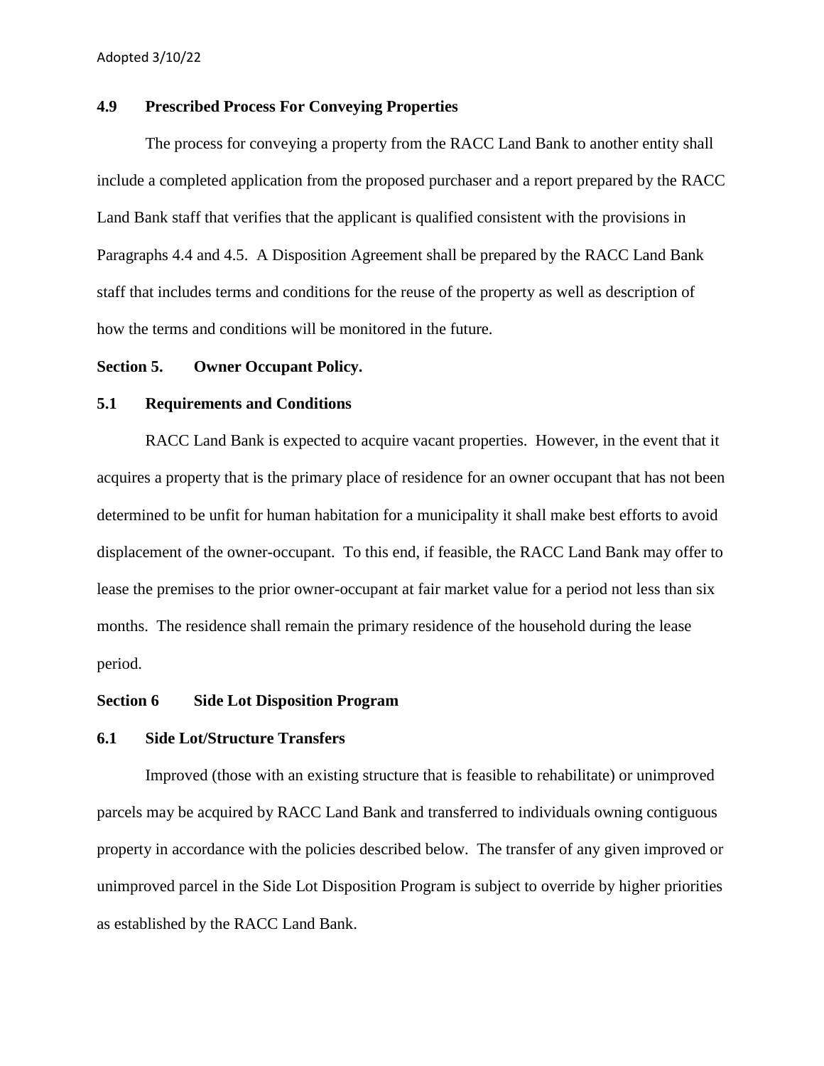### 4.9 Prescribed Process For Conveying Properties

The process for conveying a property from the RACC Land Bank to another entity shall include a completed application from the proposed purchaser and a report prepared by the RACC Land Bank staff that verifies that the applicant is qualified consistent with the provisions in Paragraphs 4.4 and 4.5. A Disposition Agreement shall be prepared by the RACC Land Bank staff that includes terms and conditions for the reuse of the property as well as description of how the terms and conditions will be monitored in the future.

## Section 5. Owner Occupant Policy.

### 5.1 Requirements and Conditions

RACC Land Bank is expected to acquire vacant properties. However, in the event that it acquires a property that is the primary place of residence for an owner occupant that has not been determined to be unfit for human habitation for a municipality it shall make best efforts to avoid displacement of the owner-occupant. To this end, if feasible, the RACC Land Bank may offer to lease the premises to the prior owner-occupant at fair market value for a period not less than six months. The residence shall remain the primary residence of the household during the lease period.

## Section 6 Side Lot Disposition Program

### 6.1 Side Lot/Structure Transfers

Improved (those with an existing structure that is feasible to rehabilitate) or unimproved parcels may be acquired by RACC Land Bank and transferred to individuals owning contiguous property in accordance with the policies described below. The transfer of any given improved or unimproved parcel in the Side Lot Disposition Program is subject to override by higher priorities as established by the RACC Land Bank.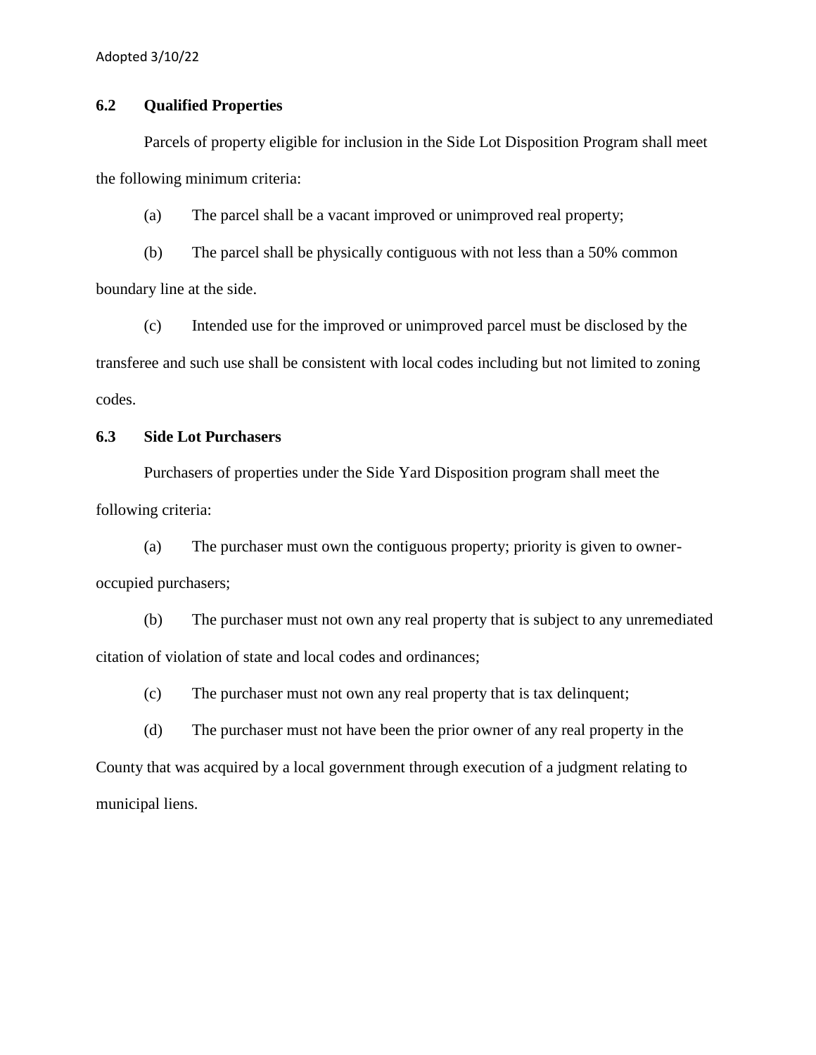### 6.2 Qualified Properties

Parcels of property eligible for inclusion in the Side Lot Disposition Program shall meet the following minimum criteria:

(a) The parcel shall be a vacant improved or unimproved real property;

(b) The parcel shall be physically contiguous with not less than a 50% common boundary line at the side.

(c) Intended use for the improved or unimproved parcel must be disclosed by the transferee and such use shall be consistent with local codes including but not limited to zoning codes.

### 6.3 Side Lot Purchasers

Purchasers of properties under the Side Yard Disposition program shall meet the following criteria:

(a) The purchaser must own the contiguous property; priority is given to owner-occupied purchasers;

(b) The purchaser must not own any real property that is subject to any unremediated citation of violation of state and local codes and ordinances;

(c) The purchaser must not own any real property that is tax delinquent;

(d) The purchaser must not have been the prior owner of any real property in the County that was acquired by a local government through execution of a judgment relating to municipal liens.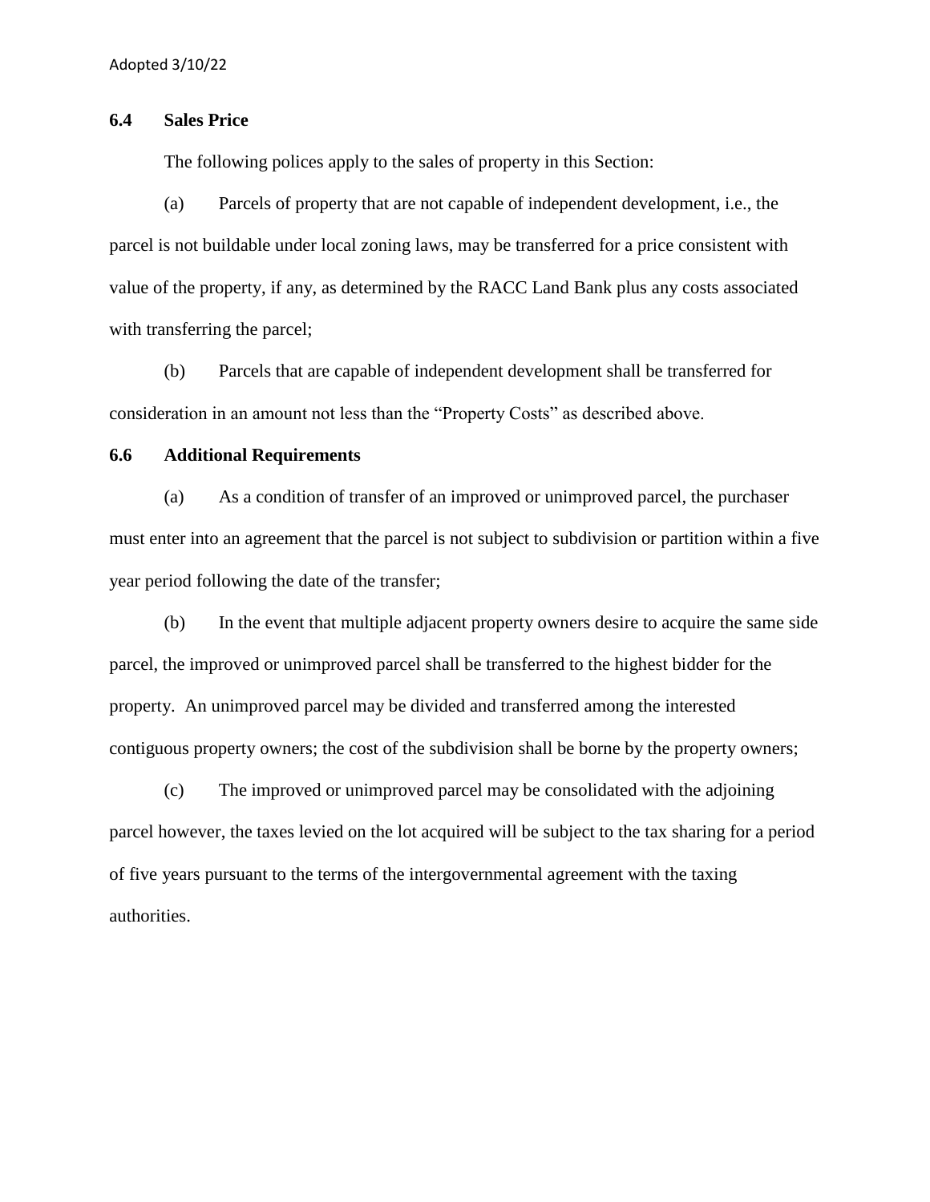### 6.4 Sales Price

The following polices apply to the sales of property in this Section:

(a) Parcels of property that are not capable of independent development, i.e., the parcel is not buildable under local zoning laws, may be transferred for a price consistent with value of the property, if any, as determined by the RACC Land Bank plus any costs associated with transferring the parcel;

(b) Parcels that are capable of independent development shall be transferred for consideration in an amount not less than the "Property Costs" as described above.

### 6.6 Additional Requirements

(a) As a condition of transfer of an improved or unimproved parcel, the purchaser must enter into an agreement that the parcel is not subject to subdivision or partition within a five year period following the date of the transfer;

(b) In the event that multiple adjacent property owners desire to acquire the same side parcel, the improved or unimproved parcel shall be transferred to the highest bidder for the property. An unimproved parcel may be divided and transferred among the interested contiguous property owners; the cost of the subdivision shall be borne by the property owners;

(c) The improved or unimproved parcel may be consolidated with the adjoining parcel however, the taxes levied on the lot acquired will be subject to the tax sharing for a period of five years pursuant to the terms of the intergovernmental agreement with the taxing authorities.